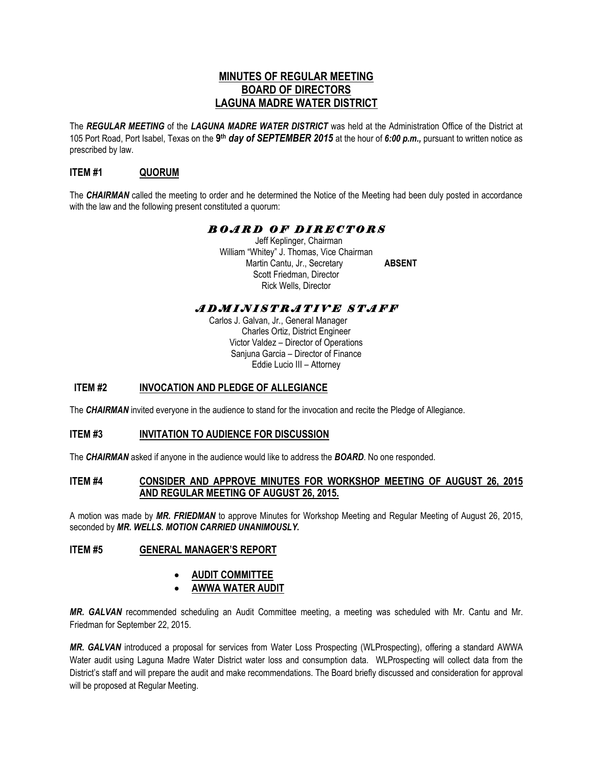# MINUTES OF REGULAR MEETING
# BOARD OF DIRECTORS
# LAGUNA MADRE WATER DISTRICT

The ***REGULAR MEETING*** of the ***LAGUNA MADRE WATER DISTRICT*** was held at the Administration Office of the District at 105 Port Road, Port Isabel, Texas on the **9th** ***day of SEPTEMBER 2015*** at the hour of ***6:00 p.m.,*** pursuant to written notice as prescribed by law.

## ITEM #1 QUORUM

The ***CHAIRMAN*** called the meeting to order and he determined the Notice of the Meeting had been duly posted in accordance with the law and the following present constituted a quorum:

### *BOARD OF DIRECTORS*

Jeff Keplinger, Chairman
William "Whitey" J. Thomas, Vice Chairman
Martin Cantu, Jr., Secretary **ABSENT**
Scott Friedman, Director
Rick Wells, Director

### *ADMINISTRATIVE STAFF*

Carlos J. Galvan, Jr., General Manager
Charles Ortiz, District Engineer
Victor Valdez – Director of Operations
Sanjuna Garcia – Director of Finance
Eddie Lucio III – Attorney

## ITEM #2 INVOCATION AND PLEDGE OF ALLEGIANCE

The ***CHAIRMAN*** invited everyone in the audience to stand for the invocation and recite the Pledge of Allegiance.

## ITEM #3 INVITATION TO AUDIENCE FOR DISCUSSION

The ***CHAIRMAN*** asked if anyone in the audience would like to address the ***BOARD***. No one responded.

## ITEM #4 CONSIDER AND APPROVE MINUTES FOR WORKSHOP MEETING OF AUGUST 26, 2015 AND REGULAR MEETING OF AUGUST 26, 2015.

A motion was made by ***MR. FRIEDMAN*** to approve Minutes for Workshop Meeting and Regular Meeting of August 26, 2015, seconded by ***MR. WELLS. MOTION CARRIED UNANIMOUSLY.***

## ITEM #5 GENERAL MANAGER'S REPORT

- **AUDIT COMMITTEE**
- **AWWA WATER AUDIT**

***MR. GALVAN*** recommended scheduling an Audit Committee meeting, a meeting was scheduled with Mr. Cantu and Mr. Friedman for September 22, 2015.

***MR. GALVAN*** introduced a proposal for services from Water Loss Prospecting (WLProspecting), offering a standard AWWA Water audit using Laguna Madre Water District water loss and consumption data. WLProspecting will collect data from the District's staff and will prepare the audit and make recommendations. The Board briefly discussed and consideration for approval will be proposed at Regular Meeting.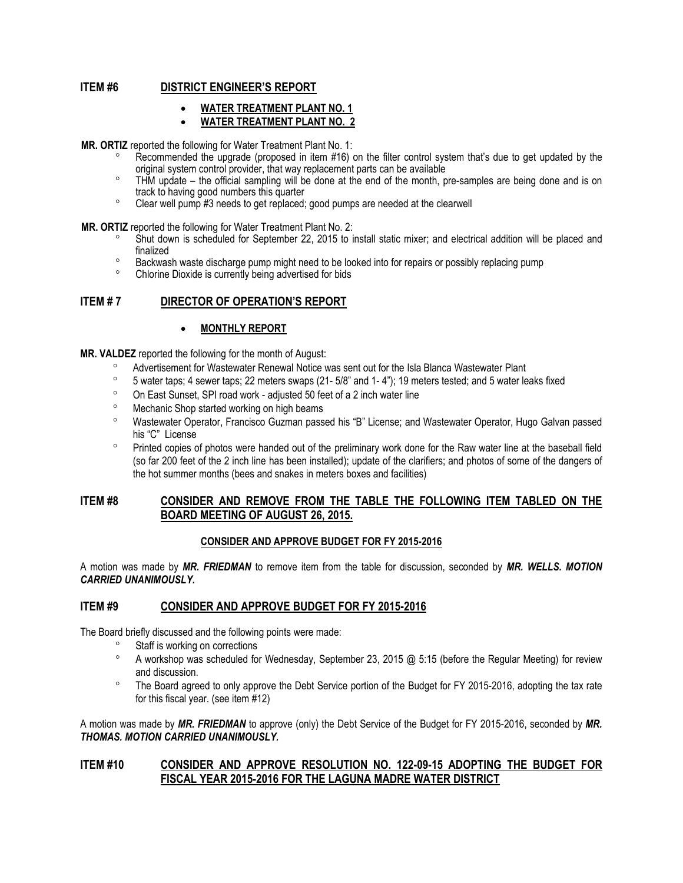## ITEM #6 DISTRICT ENGINEER'S REPORT

- **WATER TREATMENT PLANT NO. 1**
- **WATER TREATMENT PLANT NO. 2**

**MR. ORTIZ** reported the following for Water Treatment Plant No. 1:

- Recommended the upgrade (proposed in item #16) on the filter control system that's due to get updated by the original system control provider, that way replacement parts can be available
- THM update – the official sampling will be done at the end of the month, pre-samples are being done and is on track to having good numbers this quarter
- Clear well pump #3 needs to get replaced; good pumps are needed at the clearwell

**MR. ORTIZ** reported the following for Water Treatment Plant No. 2:

- Shut down is scheduled for September 22, 2015 to install static mixer; and electrical addition will be placed and finalized
- Backwash waste discharge pump might need to be looked into for repairs or possibly replacing pump
- Chlorine Dioxide is currently being advertised for bids

## ITEM # 7 DIRECTOR OF OPERATION'S REPORT

- **MONTHLY REPORT**

**MR. VALDEZ** reported the following for the month of August:

- Advertisement for Wastewater Renewal Notice was sent out for the Isla Blanca Wastewater Plant
- 5 water taps; 4 sewer taps; 22 meters swaps (21- 5/8" and 1- 4"); 19 meters tested; and 5 water leaks fixed
- On East Sunset, SPI road work - adjusted 50 feet of a 2 inch water line
- Mechanic Shop started working on high beams
- Wastewater Operator, Francisco Guzman passed his "B" License; and Wastewater Operator, Hugo Galvan passed his "C" License
- Printed copies of photos were handed out of the preliminary work done for the Raw water line at the baseball field (so far 200 feet of the 2 inch line has been installed); update of the clarifiers; and photos of some of the dangers of the hot summer months (bees and snakes in meters boxes and facilities)

## ITEM #8 CONSIDER AND REMOVE FROM THE TABLE THE FOLLOWING ITEM TABLED ON THE BOARD MEETING OF AUGUST 26, 2015.

**CONSIDER AND APPROVE BUDGET FOR FY 2015-2016**

A motion was made by ***MR. FRIEDMAN*** to remove item from the table for discussion, seconded by ***MR. WELLS. MOTION CARRIED UNANIMOUSLY.***

## ITEM #9 CONSIDER AND APPROVE BUDGET FOR FY 2015-2016

The Board briefly discussed and the following points were made:

- Staff is working on corrections
- A workshop was scheduled for Wednesday, September 23, 2015 @ 5:15 (before the Regular Meeting) for review and discussion.
- The Board agreed to only approve the Debt Service portion of the Budget for FY 2015-2016, adopting the tax rate for this fiscal year. (see item #12)

A motion was made by ***MR. FRIEDMAN*** to approve (only) the Debt Service of the Budget for FY 2015-2016, seconded by ***MR. THOMAS. MOTION CARRIED UNANIMOUSLY.***

## ITEM #10 CONSIDER AND APPROVE RESOLUTION NO. 122-09-15 ADOPTING THE BUDGET FOR FISCAL YEAR 2015-2016 FOR THE LAGUNA MADRE WATER DISTRICT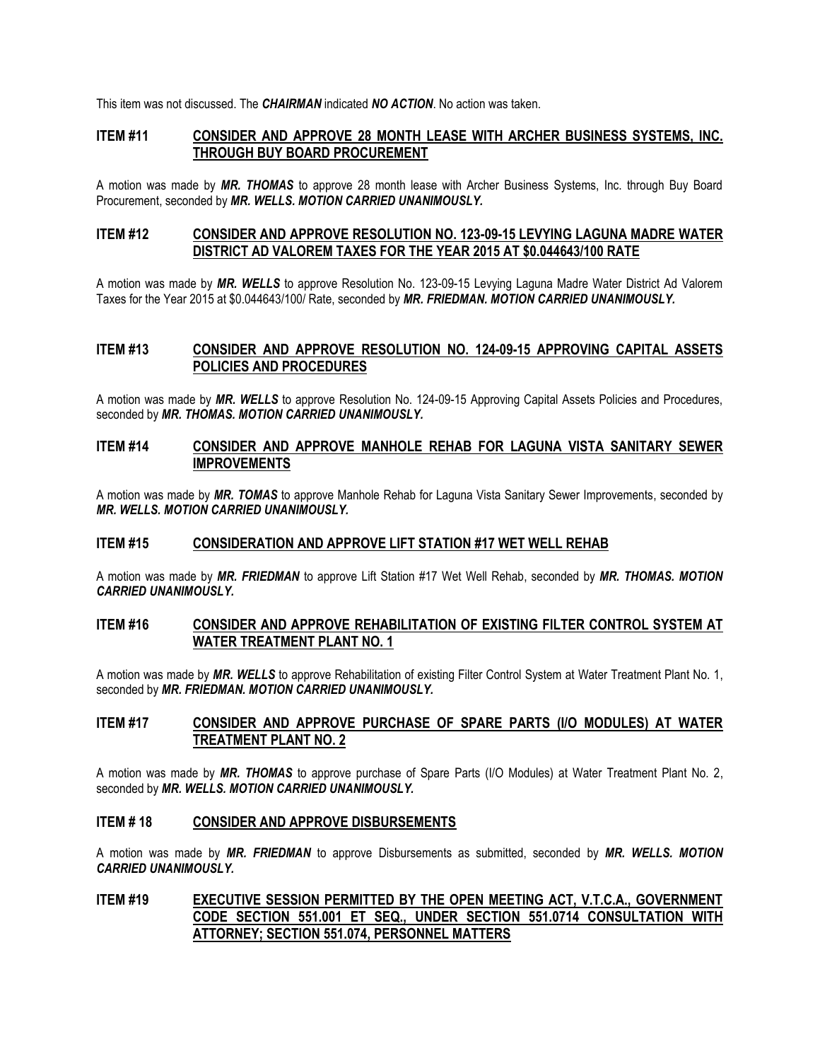This item was not discussed. The ***CHAIRMAN*** indicated ***NO ACTION***. No action was taken.

### ITEM #11 CONSIDER AND APPROVE 28 MONTH LEASE WITH ARCHER BUSINESS SYSTEMS, INC. THROUGH BUY BOARD PROCUREMENT

A motion was made by ***MR. THOMAS*** to approve 28 month lease with Archer Business Systems, Inc. through Buy Board Procurement, seconded by ***MR. WELLS. MOTION CARRIED UNANIMOUSLY.***

### ITEM #12 CONSIDER AND APPROVE RESOLUTION NO. 123-09-15 LEVYING LAGUNA MADRE WATER DISTRICT AD VALOREM TAXES FOR THE YEAR 2015 AT $0.044643/100 RATE

A motion was made by ***MR. WELLS*** to approve Resolution No. 123-09-15 Levying Laguna Madre Water District Ad Valorem Taxes for the Year 2015 at $0.044643/100/ Rate, seconded by ***MR. FRIEDMAN. MOTION CARRIED UNANIMOUSLY.***

### ITEM #13 CONSIDER AND APPROVE RESOLUTION NO. 124-09-15 APPROVING CAPITAL ASSETS POLICIES AND PROCEDURES

A motion was made by ***MR. WELLS*** to approve Resolution No. 124-09-15 Approving Capital Assets Policies and Procedures, seconded by ***MR. THOMAS. MOTION CARRIED UNANIMOUSLY.***

### ITEM #14 CONSIDER AND APPROVE MANHOLE REHAB FOR LAGUNA VISTA SANITARY SEWER IMPROVEMENTS

A motion was made by ***MR. TOMAS*** to approve Manhole Rehab for Laguna Vista Sanitary Sewer Improvements, seconded by ***MR. WELLS. MOTION CARRIED UNANIMOUSLY.***

### ITEM #15 CONSIDERATION AND APPROVE LIFT STATION #17 WET WELL REHAB

A motion was made by ***MR. FRIEDMAN*** to approve Lift Station #17 Wet Well Rehab, seconded by ***MR. THOMAS. MOTION CARRIED UNANIMOUSLY.***

### ITEM #16 CONSIDER AND APPROVE REHABILITATION OF EXISTING FILTER CONTROL SYSTEM AT WATER TREATMENT PLANT NO. 1

A motion was made by ***MR. WELLS*** to approve Rehabilitation of existing Filter Control System at Water Treatment Plant No. 1, seconded by ***MR. FRIEDMAN. MOTION CARRIED UNANIMOUSLY.***

### ITEM #17 CONSIDER AND APPROVE PURCHASE OF SPARE PARTS (I/O MODULES) AT WATER TREATMENT PLANT NO. 2

A motion was made by ***MR. THOMAS*** to approve purchase of Spare Parts (I/O Modules) at Water Treatment Plant No. 2, seconded by ***MR. WELLS. MOTION CARRIED UNANIMOUSLY.***

### ITEM # 18 CONSIDER AND APPROVE DISBURSEMENTS

A motion was made by ***MR. FRIEDMAN*** to approve Disbursements as submitted, seconded by ***MR. WELLS. MOTION CARRIED UNANIMOUSLY.***

### ITEM #19 EXECUTIVE SESSION PERMITTED BY THE OPEN MEETING ACT, V.T.C.A., GOVERNMENT CODE SECTION 551.001 ET SEQ., UNDER SECTION 551.0714 CONSULTATION WITH ATTORNEY; SECTION 551.074, PERSONNEL MATTERS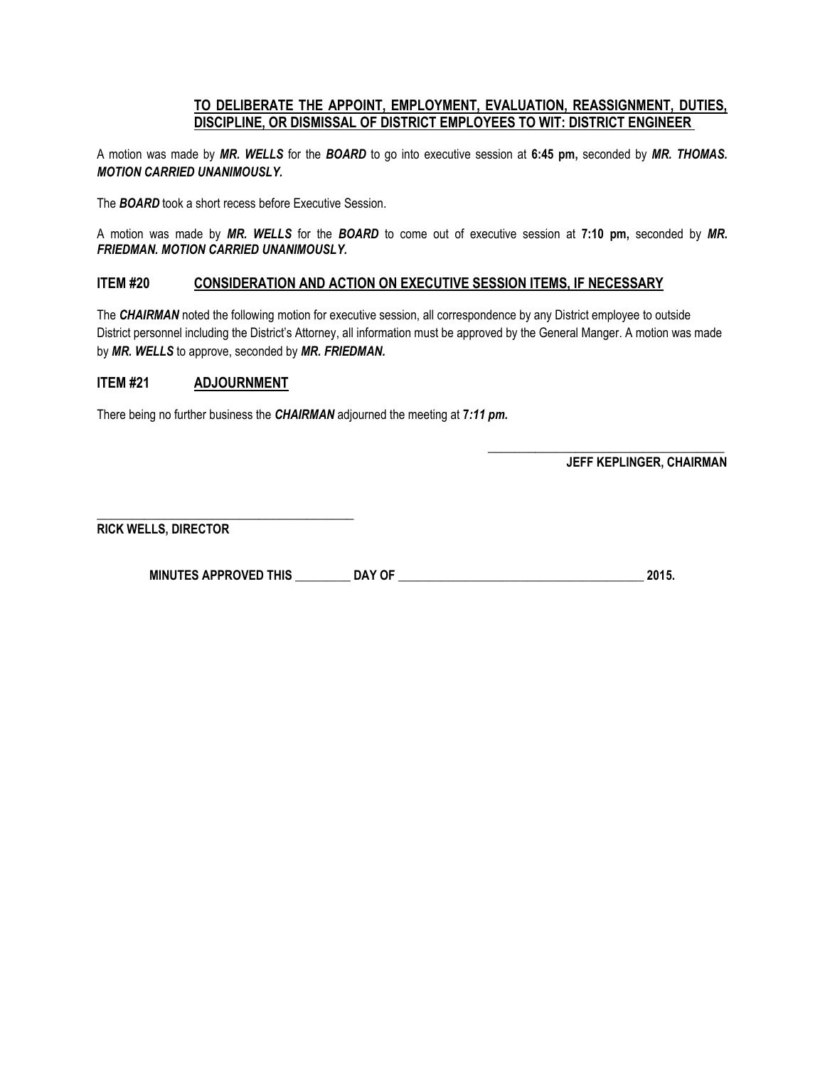## TO DELIBERATE THE APPOINT, EMPLOYMENT, EVALUATION, REASSIGNMENT, DUTIES, DISCIPLINE, OR DISMISSAL OF DISTRICT EMPLOYEES TO WIT: DISTRICT ENGINEER

A motion was made by ***MR. WELLS*** for the ***BOARD*** to go into executive session at **6:45 pm,** seconded by ***MR. THOMAS. MOTION CARRIED UNANIMOUSLY.***

The ***BOARD*** took a short recess before Executive Session.

A motion was made by ***MR. WELLS*** for the ***BOARD*** to come out of executive session at **7:10 pm,** seconded by ***MR. FRIEDMAN. MOTION CARRIED UNANIMOUSLY.***

## ITEM #20 CONSIDERATION AND ACTION ON EXECUTIVE SESSION ITEMS, IF NECESSARY

The ***CHAIRMAN*** noted the following motion for executive session, all correspondence by any District employee to outside District personnel including the District's Attorney, all information must be approved by the General Manger. A motion was made by ***MR. WELLS*** to approve, seconded by ***MR. FRIEDMAN.***

## ITEM #21 ADJOURNMENT

There being no further business the ***CHAIRMAN*** adjourned the meeting at **7*:11 pm.***

\_\_\_\_\_\_\_\_\_\_\_\_\_\_\_\_\_\_\_\_\_\_\_\_\_\_\_\_\_\_\_\_\_\_\_\_\_\_\_\_

**JEFF KEPLINGER, CHAIRMAN**

\_\_\_\_\_\_\_\_\_\_\_\_\_\_\_\_\_\_\_\_\_\_\_\_\_\_\_\_\_\_\_\_\_\_\_\_\_\_\_\_\_\_\_\_

**RICK WELLS, DIRECTOR**

**MINUTES APPROVED THIS** \_\_\_\_\_\_\_\_\_ **DAY OF** \_\_\_\_\_\_\_\_\_\_\_\_\_\_\_\_\_\_\_\_\_\_\_\_\_\_\_\_\_\_\_\_\_\_\_\_\_\_\_\_\_ **2015.**